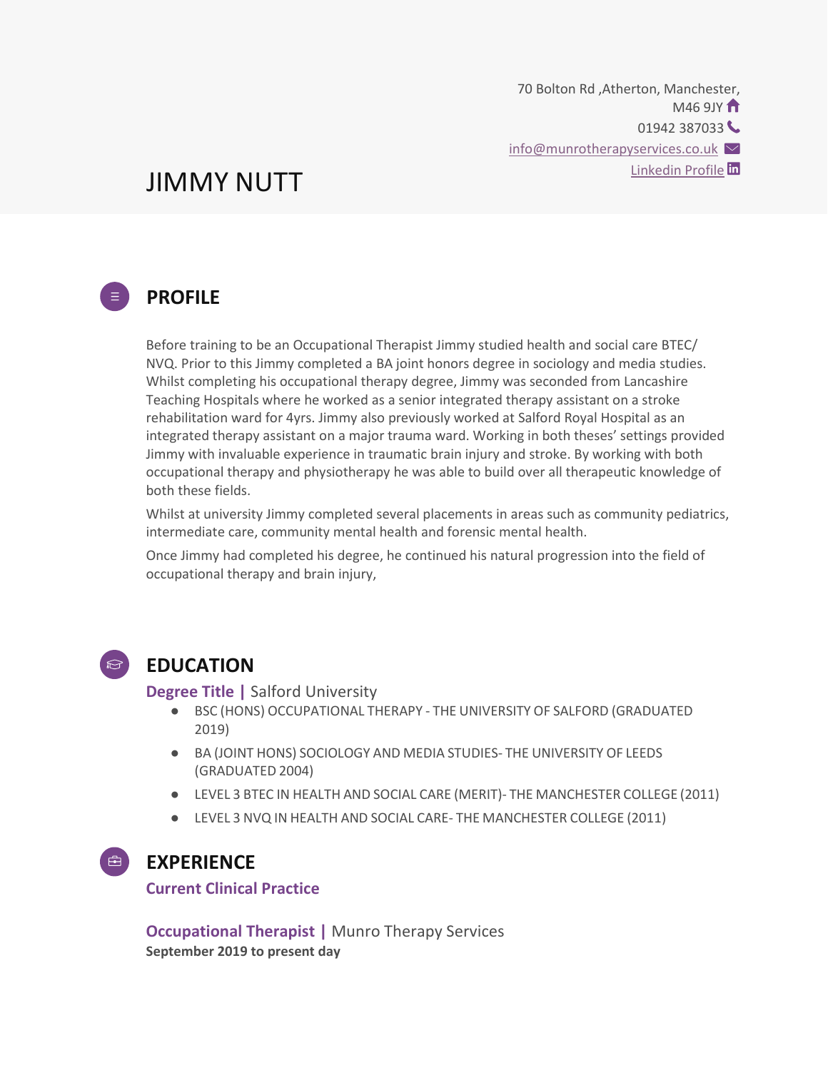70 Bolton Rd ,Atherton, Manchester, M46 9JY

01942 387033

info@munrotherapyservices.co.uk

Linkedin Profile

# JIMMY NUTT

## PROFILE

Before training to be an Occupational Therapist Jimmy studied health and social care BTEC/ NVQ. Prior to this Jimmy completed a BA joint honors degree in sociology and media studies. Whilst completing his occupational therapy degree, Jimmy was seconded from Lancashire Teaching Hospitals where he worked as a senior integrated therapy assistant on a stroke rehabilitation ward for 4yrs. Jimmy also previously worked at Salford Royal Hospital as an integrated therapy assistant on a major trauma ward. Working in both theses' settings provided Jimmy with invaluable experience in traumatic brain injury and stroke. By working with both occupational therapy and physiotherapy he was able to build over all therapeutic knowledge of both these fields.

Whilst at university Jimmy completed several placements in areas such as community pediatrics, intermediate care, community mental health and forensic mental health.

Once Jimmy had completed his degree, he continued his natural progression into the field of occupational therapy and brain injury,

## EDUCATION

**Degree Title |** Salford University

- BSC (HONS) OCCUPATIONAL THERAPY - THE UNIVERSITY OF SALFORD (GRADUATED 2019)
- BA (JOINT HONS) SOCIOLOGY AND MEDIA STUDIES- THE UNIVERSITY OF LEEDS (GRADUATED 2004)
- LEVEL 3 BTEC IN HEALTH AND SOCIAL CARE (MERIT)- THE MANCHESTER COLLEGE (2011)
- LEVEL 3 NVQ IN HEALTH AND SOCIAL CARE- THE MANCHESTER COLLEGE (2011)

## EXPERIENCE

### Current Clinical Practice

**Occupational Therapist |** Munro Therapy Services
**September 2019 to present day**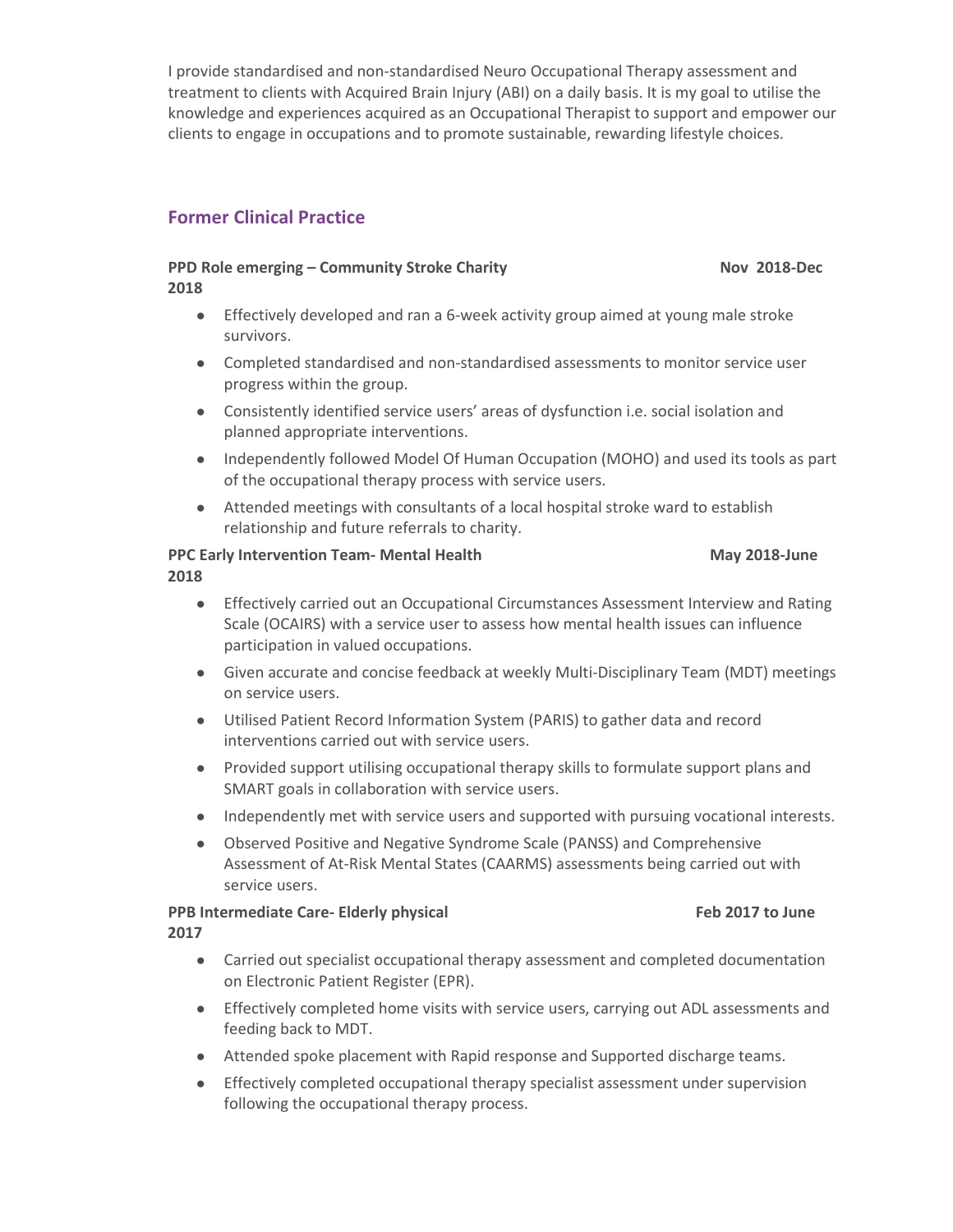I provide standardised and non-standardised Neuro Occupational Therapy assessment and treatment to clients with Acquired Brain Injury (ABI) on a daily basis. It is my goal to utilise the knowledge and experiences acquired as an Occupational Therapist to support and empower our clients to engage in occupations and to promote sustainable, rewarding lifestyle choices.

## Former Clinical Practice

**PPD Role emerging – Community Stroke Charity** **Nov 2018-Dec 2018**

- Effectively developed and ran a 6-week activity group aimed at young male stroke survivors.
- Completed standardised and non-standardised assessments to monitor service user progress within the group.
- Consistently identified service users' areas of dysfunction i.e. social isolation and planned appropriate interventions.
- Independently followed Model Of Human Occupation (MOHO) and used its tools as part of the occupational therapy process with service users.
- Attended meetings with consultants of a local hospital stroke ward to establish relationship and future referrals to charity.

**PPC Early Intervention Team- Mental Health** **May 2018-June 2018**

- Effectively carried out an Occupational Circumstances Assessment Interview and Rating Scale (OCAIRS) with a service user to assess how mental health issues can influence participation in valued occupations.
- Given accurate and concise feedback at weekly Multi-Disciplinary Team (MDT) meetings on service users.
- Utilised Patient Record Information System (PARIS) to gather data and record interventions carried out with service users.
- Provided support utilising occupational therapy skills to formulate support plans and SMART goals in collaboration with service users.
- Independently met with service users and supported with pursuing vocational interests.
- Observed Positive and Negative Syndrome Scale (PANSS) and Comprehensive Assessment of At-Risk Mental States (CAARMS) assessments being carried out with service users.

**PPB Intermediate Care- Elderly physical** **Feb 2017 to June 2017**

- Carried out specialist occupational therapy assessment and completed documentation on Electronic Patient Register (EPR).
- Effectively completed home visits with service users, carrying out ADL assessments and feeding back to MDT.
- Attended spoke placement with Rapid response and Supported discharge teams.
- Effectively completed occupational therapy specialist assessment under supervision following the occupational therapy process.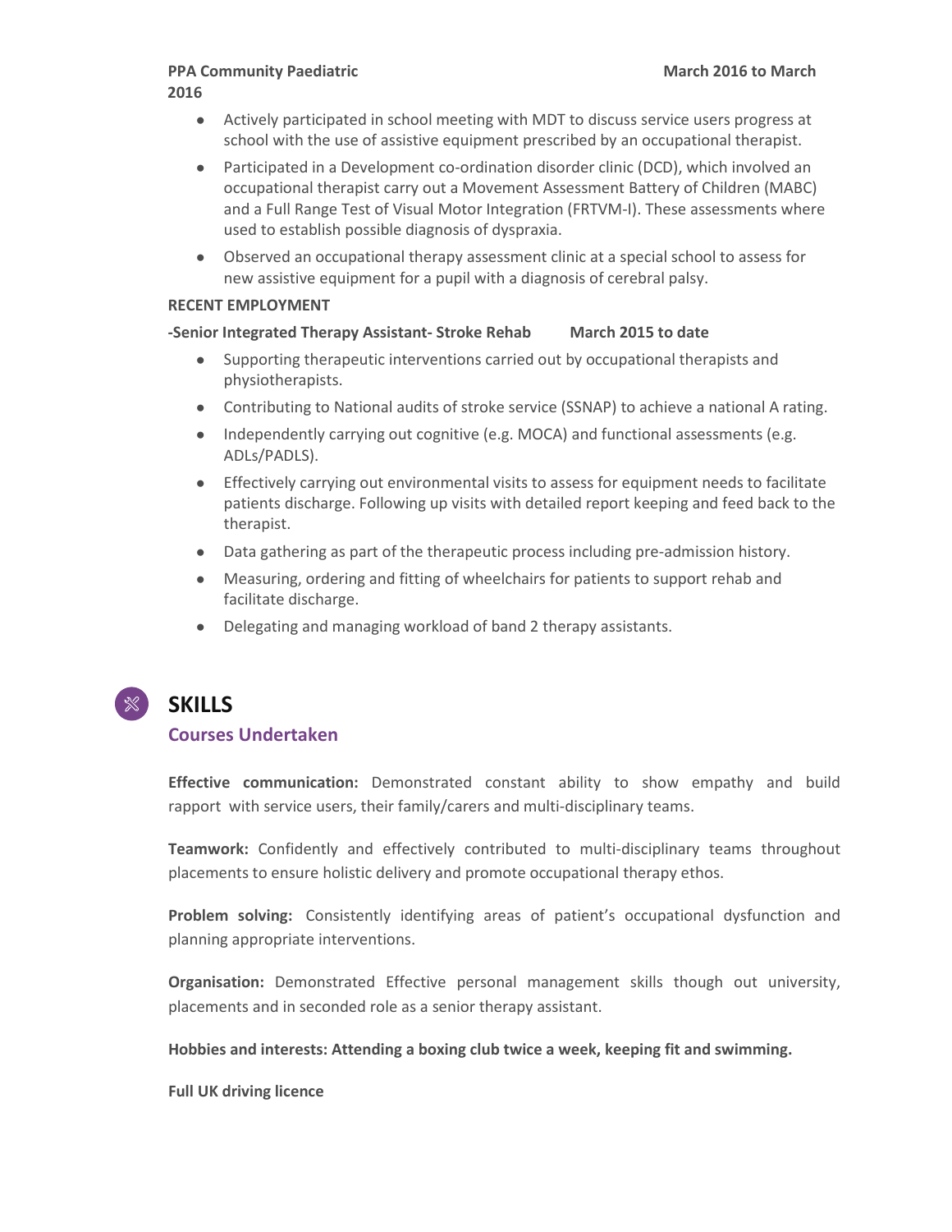**PPA Community Paediatric** **March 2016 to March 2016**

- Actively participated in school meeting with MDT to discuss service users progress at school with the use of assistive equipment prescribed by an occupational therapist.
- Participated in a Development co-ordination disorder clinic (DCD), which involved an occupational therapist carry out a Movement Assessment Battery of Children (MABC) and a Full Range Test of Visual Motor Integration (FRTVM-I). These assessments where used to establish possible diagnosis of dyspraxia.
- Observed an occupational therapy assessment clinic at a special school to assess for new assistive equipment for a pupil with a diagnosis of cerebral palsy.

**RECENT EMPLOYMENT**

**-Senior Integrated Therapy Assistant- Stroke Rehab** **March 2015 to date**

- Supporting therapeutic interventions carried out by occupational therapists and physiotherapists.
- Contributing to National audits of stroke service (SSNAP) to achieve a national A rating.
- Independently carrying out cognitive (e.g. MOCA) and functional assessments (e.g. ADLs/PADLS).
- Effectively carrying out environmental visits to assess for equipment needs to facilitate patients discharge. Following up visits with detailed report keeping and feed back to the therapist.
- Data gathering as part of the therapeutic process including pre-admission history.
- Measuring, ordering and fitting of wheelchairs for patients to support rehab and facilitate discharge.
- Delegating and managing workload of band 2 therapy assistants.

# SKILLS

## Courses Undertaken

**Effective communication:** Demonstrated constant ability to show empathy and build rapport with service users, their family/carers and multi-disciplinary teams.

**Teamwork:** Confidently and effectively contributed to multi-disciplinary teams throughout placements to ensure holistic delivery and promote occupational therapy ethos.

**Problem solving:** Consistently identifying areas of patient's occupational dysfunction and planning appropriate interventions.

**Organisation:** Demonstrated Effective personal management skills though out university, placements and in seconded role as a senior therapy assistant.

**Hobbies and interests: Attending a boxing club twice a week, keeping fit and swimming.**

**Full UK driving licence**